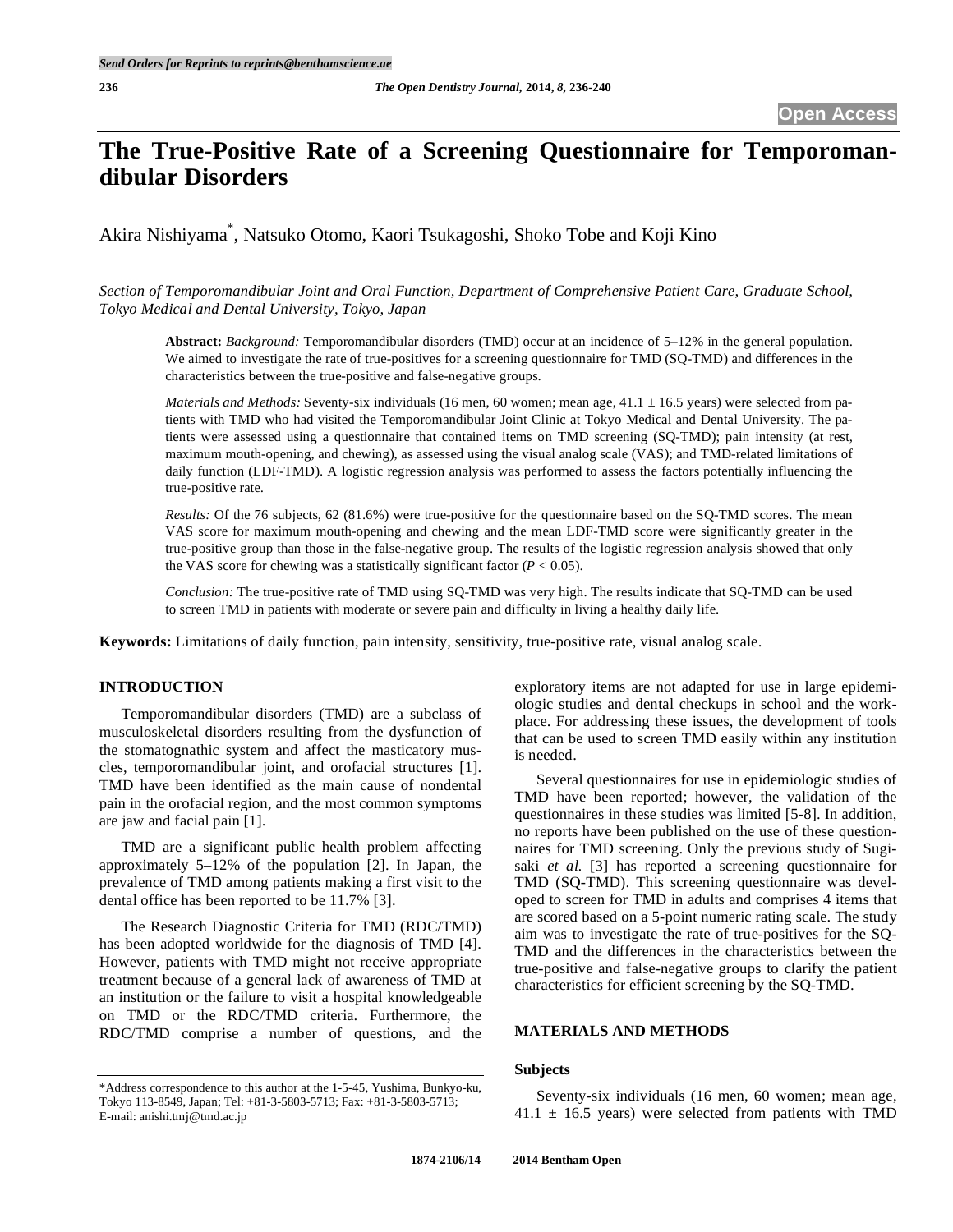# The True-Positive Rate of a Screening Questionnaire for Temporomandibular Disorders

Akira Nishiyama*, Natsuko Otomo, Kaori Tsukagoshi, Shoko Tobe and Koji Kino

*Section of Temporomandibular Joint and Oral Function, Department of Comprehensive Patient Care, Graduate School, Tokyo Medical and Dental University, Tokyo, Japan*

**Abstract:** *Background:* Temporomandibular disorders (TMD) occur at an incidence of 5–12% in the general population. We aimed to investigate the rate of true-positives for a screening questionnaire for TMD (SQ-TMD) and differences in the characteristics between the true-positive and false-negative groups.

*Materials and Methods:* Seventy-six individuals (16 men, 60 women; mean age, 41.1 ± 16.5 years) were selected from patients with TMD who had visited the Temporomandibular Joint Clinic at Tokyo Medical and Dental University. The patients were assessed using a questionnaire that contained items on TMD screening (SQ-TMD); pain intensity (at rest, maximum mouth-opening, and chewing), as assessed using the visual analog scale (VAS); and TMD-related limitations of daily function (LDF-TMD). A logistic regression analysis was performed to assess the factors potentially influencing the true-positive rate.

*Results:* Of the 76 subjects, 62 (81.6%) were true-positive for the questionnaire based on the SQ-TMD scores. The mean VAS score for maximum mouth-opening and chewing and the mean LDF-TMD score were significantly greater in the true-positive group than those in the false-negative group. The results of the logistic regression analysis showed that only the VAS score for chewing was a statistically significant factor ($P < 0.05$).

*Conclusion:* The true-positive rate of TMD using SQ-TMD was very high. The results indicate that SQ-TMD can be used to screen TMD in patients with moderate or severe pain and difficulty in living a healthy daily life.

**Keywords:** Limitations of daily function, pain intensity, sensitivity, true-positive rate, visual analog scale.

## INTRODUCTION

Temporomandibular disorders (TMD) are a subclass of musculoskeletal disorders resulting from the dysfunction of the stomatognathic system and affect the masticatory muscles, temporomandibular joint, and orofacial structures [1]. TMD have been identified as the main cause of nondental pain in the orofacial region, and the most common symptoms are jaw and facial pain [1].

TMD are a significant public health problem affecting approximately 5–12% of the population [2]. In Japan, the prevalence of TMD among patients making a first visit to the dental office has been reported to be 11.7% [3].

The Research Diagnostic Criteria for TMD (RDC/TMD) has been adopted worldwide for the diagnosis of TMD [4]. However, patients with TMD might not receive appropriate treatment because of a general lack of awareness of TMD at an institution or the failure to visit a hospital knowledgeable on TMD or the RDC/TMD criteria. Furthermore, the RDC/TMD comprise a number of questions, and the exploratory items are not adapted for use in large epidemiologic studies and dental checkups in school and the workplace. For addressing these issues, the development of tools that can be used to screen TMD easily within any institution is needed.

Several questionnaires for use in epidemiologic studies of TMD have been reported; however, the validation of the questionnaires in these studies was limited [5-8]. In addition, no reports have been published on the use of these questionnaires for TMD screening. Only the previous study of Sugisaki *et al.* [3] has reported a screening questionnaire for TMD (SQ-TMD). This screening questionnaire was developed to screen for TMD in adults and comprises 4 items that are scored based on a 5-point numeric rating scale. The study aim was to investigate the rate of true-positives for the SQ-TMD and the differences in the characteristics between the true-positive and false-negative groups to clarify the patient characteristics for efficient screening by the SQ-TMD.

## MATERIALS AND METHODS

### Subjects

Seventy-six individuals (16 men, 60 women; mean age, 41.1 ± 16.5 years) were selected from patients with TMD

*Address correspondence to this author at the 1-5-45, Yushima, Bunkyo-ku, Tokyo 113-8549, Japan; Tel: +81-3-5803-5713; Fax: +81-3-5803-5713; E-mail: anishi.tmj@tmd.ac.jp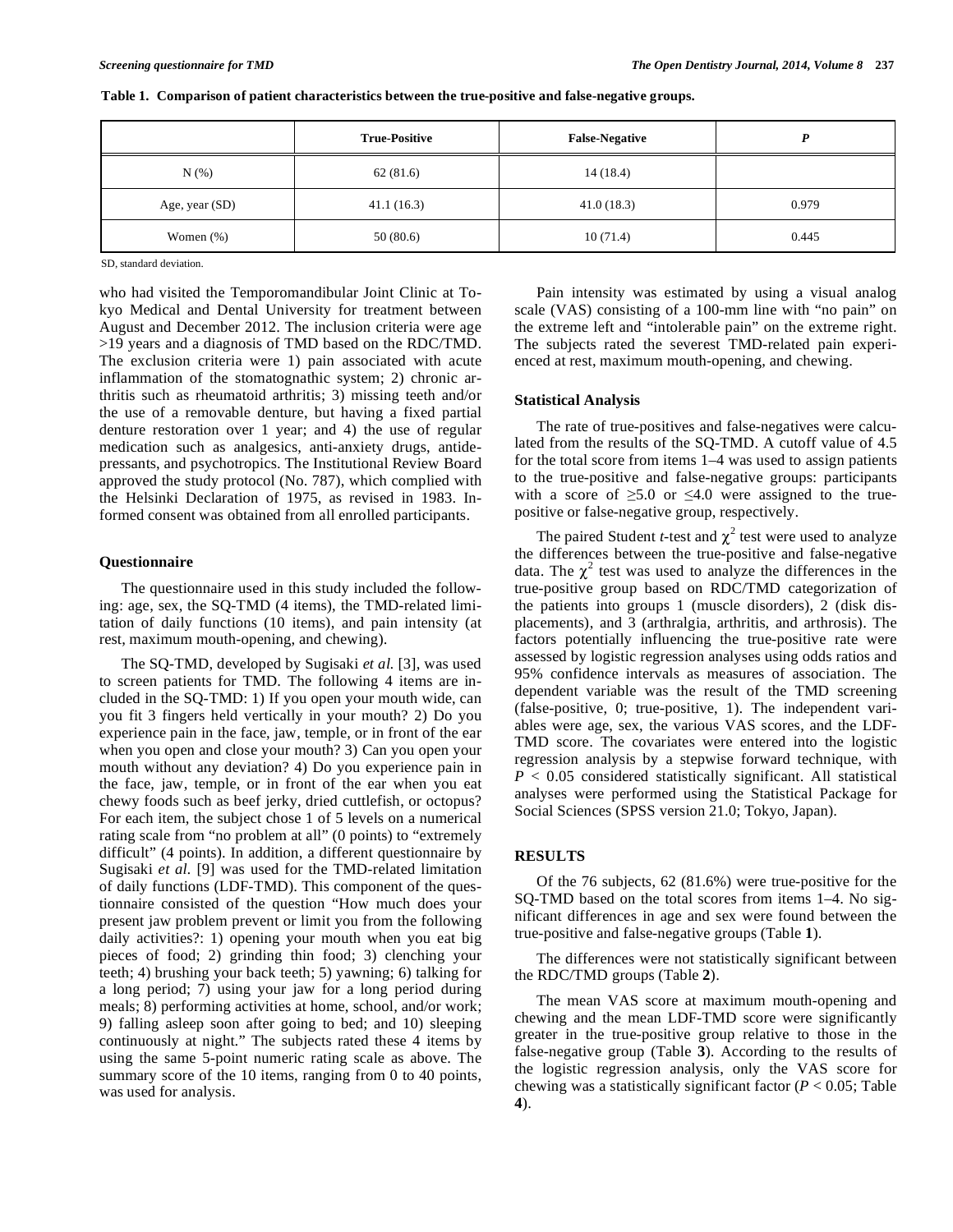**Table 1. Comparison of patient characteristics between the true-positive and false-negative groups.**

| | True-Positive | False-Negative | *P* |
|---|---|---|---|
| N (%) | 62 (81.6) | 14 (18.4) | |
| Age, year (SD) | 41.1 (16.3) | 41.0 (18.3) | 0.979 |
| Women (%) | 50 (80.6) | 10 (71.4) | 0.445 |

SD, standard deviation.

who had visited the Temporomandibular Joint Clinic at Tokyo Medical and Dental University for treatment between August and December 2012. The inclusion criteria were age >19 years and a diagnosis of TMD based on the RDC/TMD. The exclusion criteria were 1) pain associated with acute inflammation of the stomatognathic system; 2) chronic arthritis such as rheumatoid arthritis; 3) missing teeth and/or the use of a removable denture, but having a fixed partial denture restoration over 1 year; and 4) the use of regular medication such as analgesics, anti-anxiety drugs, antidepressants, and psychotropics. The Institutional Review Board approved the study protocol (No. 787), which complied with the Helsinki Declaration of 1975, as revised in 1983. Informed consent was obtained from all enrolled participants.

### Questionnaire

The questionnaire used in this study included the following: age, sex, the SQ-TMD (4 items), the TMD-related limitation of daily functions (10 items), and pain intensity (at rest, maximum mouth-opening, and chewing).

The SQ-TMD, developed by Sugisaki *et al.* [3], was used to screen patients for TMD. The following 4 items are included in the SQ-TMD: 1) If you open your mouth wide, can you fit 3 fingers held vertically in your mouth? 2) Do you experience pain in the face, jaw, temple, or in front of the ear when you open and close your mouth? 3) Can you open your mouth without any deviation? 4) Do you experience pain in the face, jaw, temple, or in front of the ear when you eat chewy foods such as beef jerky, dried cuttlefish, or octopus? For each item, the subject chose 1 of 5 levels on a numerical rating scale from "no problem at all" (0 points) to "extremely difficult" (4 points). In addition, a different questionnaire by Sugisaki *et al.* [9] was used for the TMD-related limitation of daily functions (LDF-TMD). This component of the questionnaire consisted of the question "How much does your present jaw problem prevent or limit you from the following daily activities?: 1) opening your mouth when you eat big pieces of food; 2) grinding thin food; 3) clenching your teeth; 4) brushing your back teeth; 5) yawning; 6) talking for a long period; 7) using your jaw for a long period during meals; 8) performing activities at home, school, and/or work; 9) falling asleep soon after going to bed; and 10) sleeping continuously at night." The subjects rated these 4 items by using the same 5-point numeric rating scale as above. The summary score of the 10 items, ranging from 0 to 40 points, was used for analysis.

Pain intensity was estimated by using a visual analog scale (VAS) consisting of a 100-mm line with "no pain" on the extreme left and "intolerable pain" on the extreme right. The subjects rated the severest TMD-related pain experienced at rest, maximum mouth-opening, and chewing.

### Statistical Analysis

The rate of true-positives and false-negatives were calculated from the results of the SQ-TMD. A cutoff value of 4.5 for the total score from items 1–4 was used to assign patients to the true-positive and false-negative groups: participants with a score of ≥5.0 or ≤4.0 were assigned to the true-positive or false-negative group, respectively.

The paired Student *t*-test and $\chi^2$ test were used to analyze the differences between the true-positive and false-negative data. The $\chi^2$ test was used to analyze the differences in the true-positive group based on RDC/TMD categorization of the patients into groups 1 (muscle disorders), 2 (disk displacements), and 3 (arthralgia, arthritis, and arthrosis). The factors potentially influencing the true-positive rate were assessed by logistic regression analyses using odds ratios and 95% confidence intervals as measures of association. The dependent variable was the result of the TMD screening (false-positive, 0; true-positive, 1). The independent variables were age, sex, the various VAS scores, and the LDF-TMD score. The covariates were entered into the logistic regression analysis by a stepwise forward technique, with $P < 0.05$ considered statistically significant. All statistical analyses were performed using the Statistical Package for Social Sciences (SPSS version 21.0; Tokyo, Japan).

## RESULTS

Of the 76 subjects, 62 (81.6%) were true-positive for the SQ-TMD based on the total scores from items 1–4. No significant differences in age and sex were found between the true-positive and false-negative groups (Table **1**).

The differences were not statistically significant between the RDC/TMD groups (Table **2**).

The mean VAS score at maximum mouth-opening and chewing and the mean LDF-TMD score were significantly greater in the true-positive group relative to those in the false-negative group (Table **3**). According to the results of the logistic regression analysis, only the VAS score for chewing was a statistically significant factor ($P < 0.05$; Table **4**).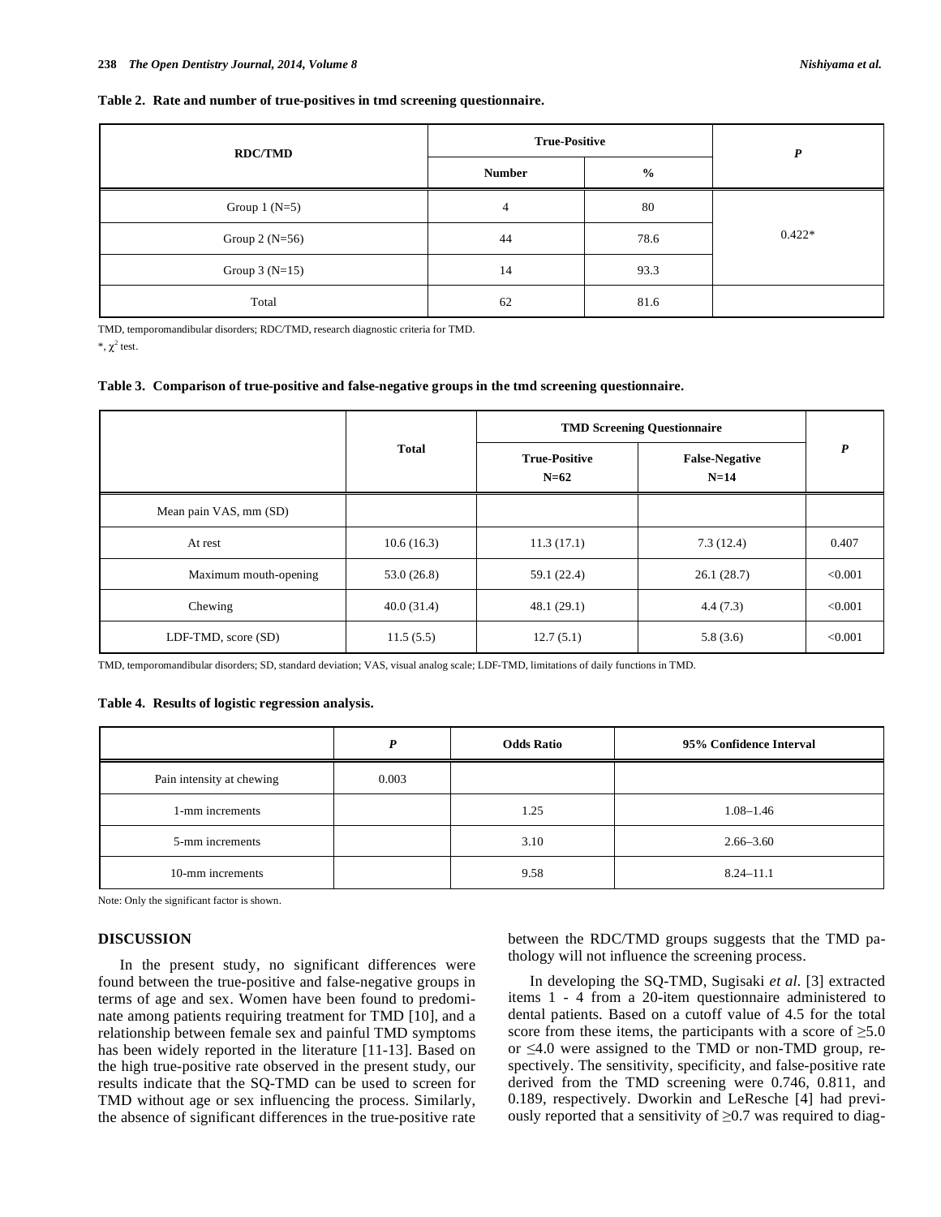**Table 2. Rate and number of true-positives in tmd screening questionnaire.**

| RDC/TMD | True-Positive | | P |
|---|---|---|---|
| | Number | % | |
| Group 1 (N=5) | 4 | 80 | 0.422* |
| Group 2 (N=56) | 44 | 78.6 | |
| Group 3 (N=15) | 14 | 93.3 | |
| Total | 62 | 81.6 | |

TMD, temporomandibular disorders; RDC/TMD, research diagnostic criteria for TMD.

*, $\chi^2$ test.

**Table 3. Comparison of true-positive and false-negative groups in the tmd screening questionnaire.**

| | Total | TMD Screening Questionnaire | | P |
|---|---|---|---|---|
| | | True-Positive N=62 | False-Negative N=14 | |
| Mean pain VAS, mm (SD) | | | | |
| At rest | 10.6 (16.3) | 11.3 (17.1) | 7.3 (12.4) | 0.407 |
| Maximum mouth-opening | 53.0 (26.8) | 59.1 (22.4) | 26.1 (28.7) | <0.001 |
| Chewing | 40.0 (31.4) | 48.1 (29.1) | 4.4 (7.3) | <0.001 |
| LDF-TMD, score (SD) | 11.5 (5.5) | 12.7 (5.1) | 5.8 (3.6) | <0.001 |

TMD, temporomandibular disorders; SD, standard deviation; VAS, visual analog scale; LDF-TMD, limitations of daily functions in TMD.

**Table 4. Results of logistic regression analysis.**

| | P | Odds Ratio | 95% Confidence Interval |
|---|---|---|---|
| Pain intensity at chewing | 0.003 | | |
| 1-mm increments | | 1.25 | 1.08–1.46 |
| 5-mm increments | | 3.10 | 2.66–3.60 |
| 10-mm increments | | 9.58 | 8.24–11.1 |

Note: Only the significant factor is shown.

## DISCUSSION

In the present study, no significant differences were found between the true-positive and false-negative groups in terms of age and sex. Women have been found to predominate among patients requiring treatment for TMD [10], and a relationship between female sex and painful TMD symptoms has been widely reported in the literature [11-13]. Based on the high true-positive rate observed in the present study, our results indicate that the SQ-TMD can be used to screen for TMD without age or sex influencing the process. Similarly, the absence of significant differences in the true-positive rate between the RDC/TMD groups suggests that the TMD pathology will not influence the screening process.

In developing the SQ-TMD, Sugisaki *et al.* [3] extracted items 1 - 4 from a 20-item questionnaire administered to dental patients. Based on a cutoff value of 4.5 for the total score from these items, the participants with a score of $\geq$5.0 or $\leq$4.0 were assigned to the TMD or non-TMD group, respectively. The sensitivity, specificity, and false-positive rate derived from the TMD screening were 0.746, 0.811, and 0.189, respectively. Dworkin and LeResche [4] had previously reported that a sensitivity of $\geq$0.7 was required to diag-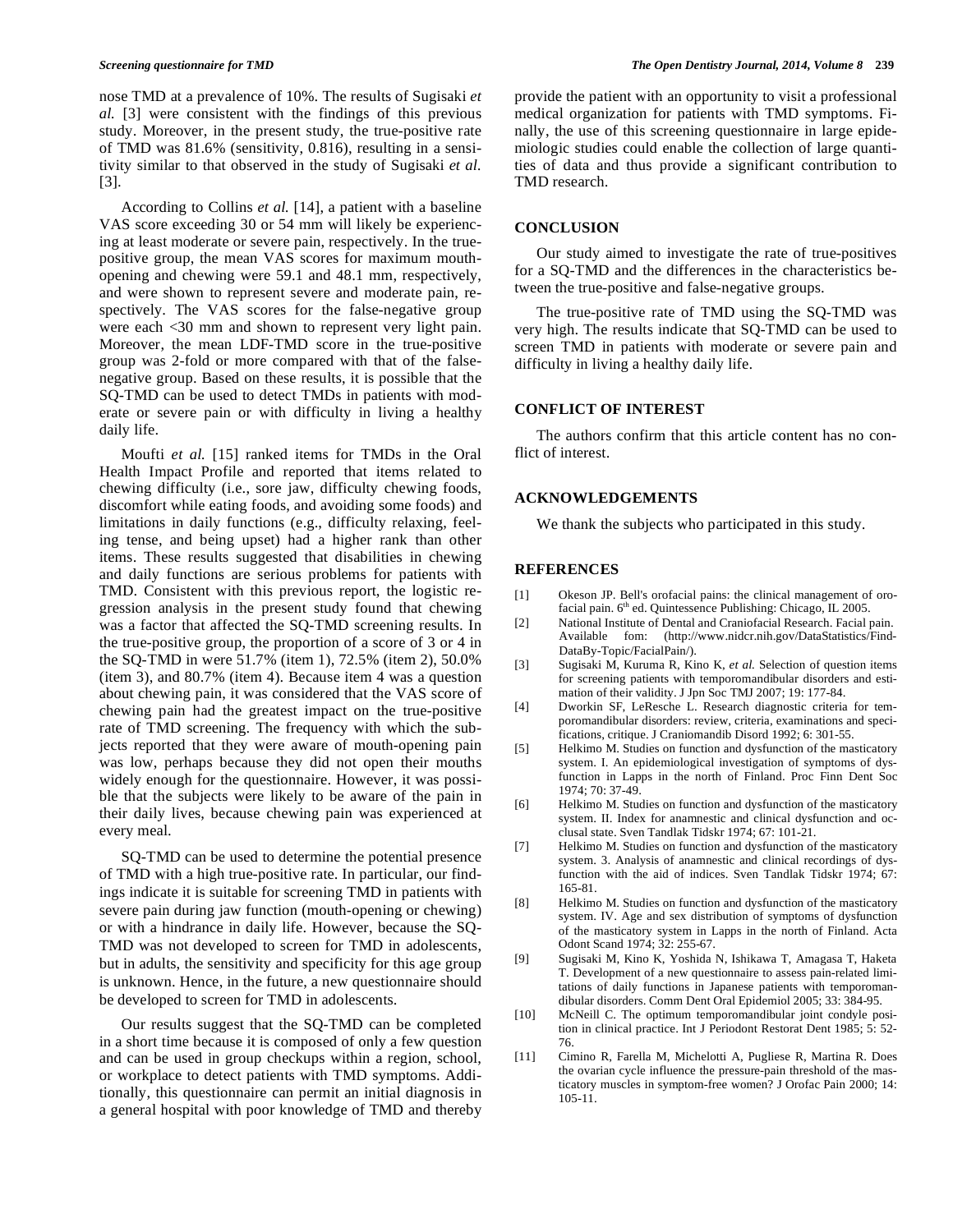nose TMD at a prevalence of 10%. The results of Sugisaki *et al.* [3] were consistent with the findings of this previous study. Moreover, in the present study, the true-positive rate of TMD was 81.6% (sensitivity, 0.816), resulting in a sensitivity similar to that observed in the study of Sugisaki *et al.* [3].

According to Collins *et al.* [14], a patient with a baseline VAS score exceeding 30 or 54 mm will likely be experiencing at least moderate or severe pain, respectively. In the true-positive group, the mean VAS scores for maximum mouth-opening and chewing were 59.1 and 48.1 mm, respectively, and were shown to represent severe and moderate pain, respectively. The VAS scores for the false-negative group were each <30 mm and shown to represent very light pain. Moreover, the mean LDF-TMD score in the true-positive group was 2-fold or more compared with that of the false-negative group. Based on these results, it is possible that the SQ-TMD can be used to detect TMDs in patients with moderate or severe pain or with difficulty in living a healthy daily life.

Moufti *et al.* [15] ranked items for TMDs in the Oral Health Impact Profile and reported that items related to chewing difficulty (i.e., sore jaw, difficulty chewing foods, discomfort while eating foods, and avoiding some foods) and limitations in daily functions (e.g., difficulty relaxing, feeling tense, and being upset) had a higher rank than other items. These results suggested that disabilities in chewing and daily functions are serious problems for patients with TMD. Consistent with this previous report, the logistic regression analysis in the present study found that chewing was a factor that affected the SQ-TMD screening results. In the true-positive group, the proportion of a score of 3 or 4 in the SQ-TMD in were 51.7% (item 1), 72.5% (item 2), 50.0% (item 3), and 80.7% (item 4). Because item 4 was a question about chewing pain, it was considered that the VAS score of chewing pain had the greatest impact on the true-positive rate of TMD screening. The frequency with which the subjects reported that they were aware of mouth-opening pain was low, perhaps because they did not open their mouths widely enough for the questionnaire. However, it was possible that the subjects were likely to be aware of the pain in their daily lives, because chewing pain was experienced at every meal.

SQ-TMD can be used to determine the potential presence of TMD with a high true-positive rate. In particular, our findings indicate it is suitable for screening TMD in patients with severe pain during jaw function (mouth-opening or chewing) or with a hindrance in daily life. However, because the SQ-TMD was not developed to screen for TMD in adolescents, but in adults, the sensitivity and specificity for this age group is unknown. Hence, in the future, a new questionnaire should be developed to screen for TMD in adolescents.

Our results suggest that the SQ-TMD can be completed in a short time because it is composed of only a few question and can be used in group checkups within a region, school, or workplace to detect patients with TMD symptoms. Additionally, this questionnaire can permit an initial diagnosis in a general hospital with poor knowledge of TMD and thereby provide the patient with an opportunity to visit a professional medical organization for patients with TMD symptoms. Finally, the use of this screening questionnaire in large epidemiologic studies could enable the collection of large quantities of data and thus provide a significant contribution to TMD research.

## CONCLUSION

Our study aimed to investigate the rate of true-positives for a SQ-TMD and the differences in the characteristics between the true-positive and false-negative groups.

The true-positive rate of TMD using the SQ-TMD was very high. The results indicate that SQ-TMD can be used to screen TMD in patients with moderate or severe pain and difficulty in living a healthy daily life.

## CONFLICT OF INTEREST

The authors confirm that this article content has no conflict of interest.

## ACKNOWLEDGEMENTS

We thank the subjects who participated in this study.

## REFERENCES

[1] Okeson JP. Bell's orofacial pains: the clinical management of orofacial pain. 6th ed. Quintessence Publishing: Chicago, IL 2005.

[2] National Institute of Dental and Craniofacial Research. Facial pain. Available fom: (http://www.nidcr.nih.gov/DataStatistics/Find-DataBy-Topic/FacialPain/).

[3] Sugisaki M, Kuruma R, Kino K, *et al.* Selection of question items for screening patients with temporomandibular disorders and estimation of their validity. J Jpn Soc TMJ 2007; 19: 177-84.

[4] Dworkin SF, LeResche L. Research diagnostic criteria for temporomandibular disorders: review, criteria, examinations and specifications, critique. J Craniomandib Disord 1992; 6: 301-55.

[5] Helkimo M. Studies on function and dysfunction of the masticatory system. I. An epidemiological investigation of symptoms of dysfunction in Lapps in the north of Finland. Proc Finn Dent Soc 1974; 70: 37-49.

[6] Helkimo M. Studies on function and dysfunction of the masticatory system. II. Index for anamnestic and clinical dysfunction and occlusal state. Sven Tandlak Tidskr 1974; 67: 101-21.

[7] Helkimo M. Studies on function and dysfunction of the masticatory system. 3. Analysis of anamnestic and clinical recordings of dysfunction with the aid of indices. Sven Tandlak Tidskr 1974; 67: 165-81.

[8] Helkimo M. Studies on function and dysfunction of the masticatory system. IV. Age and sex distribution of symptoms of dysfunction of the masticatory system in Lapps in the north of Finland. Acta Odont Scand 1974; 32: 255-67.

[9] Sugisaki M, Kino K, Yoshida N, Ishikawa T, Amagasa T, Haketa T. Development of a new questionnaire to assess pain-related limitations of daily functions in Japanese patients with temporomandibular disorders. Comm Dent Oral Epidemiol 2005; 33: 384-95.

[10] McNeill C. The optimum temporomandibular joint condyle position in clinical practice. Int J Periodont Restorat Dent 1985; 5: 52-76.

[11] Cimino R, Farella M, Michelotti A, Pugliese R, Martina R. Does the ovarian cycle influence the pressure-pain threshold of the masticatory muscles in symptom-free women? J Orofac Pain 2000; 14: 105-11.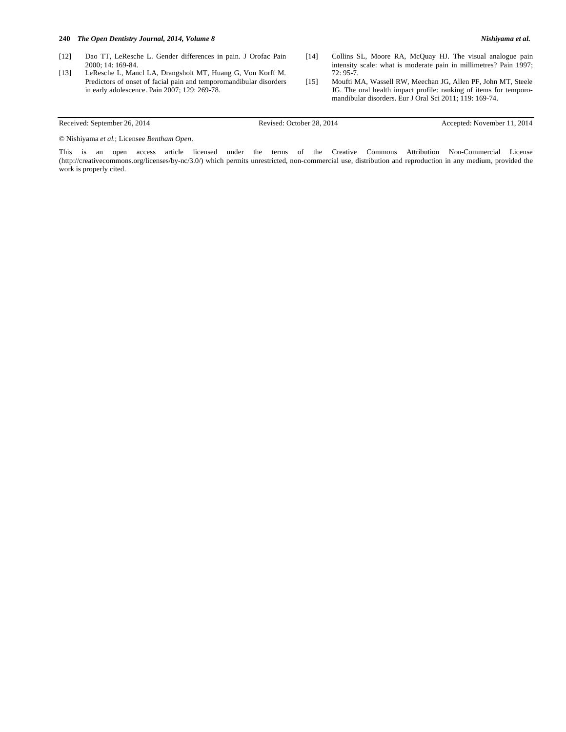[12] Dao TT, LeResche L. Gender differences in pain. J Orofac Pain 2000; 14: 169-84.

[13] LeResche L, Mancl LA, Drangsholt MT, Huang G, Von Korff M. Predictors of onset of facial pain and temporomandibular disorders in early adolescence. Pain 2007; 129: 269-78.

[14] Collins SL, Moore RA, McQuay HJ. The visual analogue pain intensity scale: what is moderate pain in millimetres? Pain 1997; 72: 95-7.

[15] Moufti MA, Wassell RW, Meechan JG, Allen PF, John MT, Steele JG. The oral health impact profile: ranking of items for temporomandibular disorders. Eur J Oral Sci 2011; 119: 169-74.

Received: September 26, 2014 Revised: October 28, 2014 Accepted: November 11, 2014

© Nishiyama *et al.*; Licensee *Bentham Open*.

This is an open access article licensed under the terms of the Creative Commons Attribution Non-Commercial License (http://creativecommons.org/licenses/by-nc/3.0/) which permits unrestricted, non-commercial use, distribution and reproduction in any medium, provided the work is properly cited.